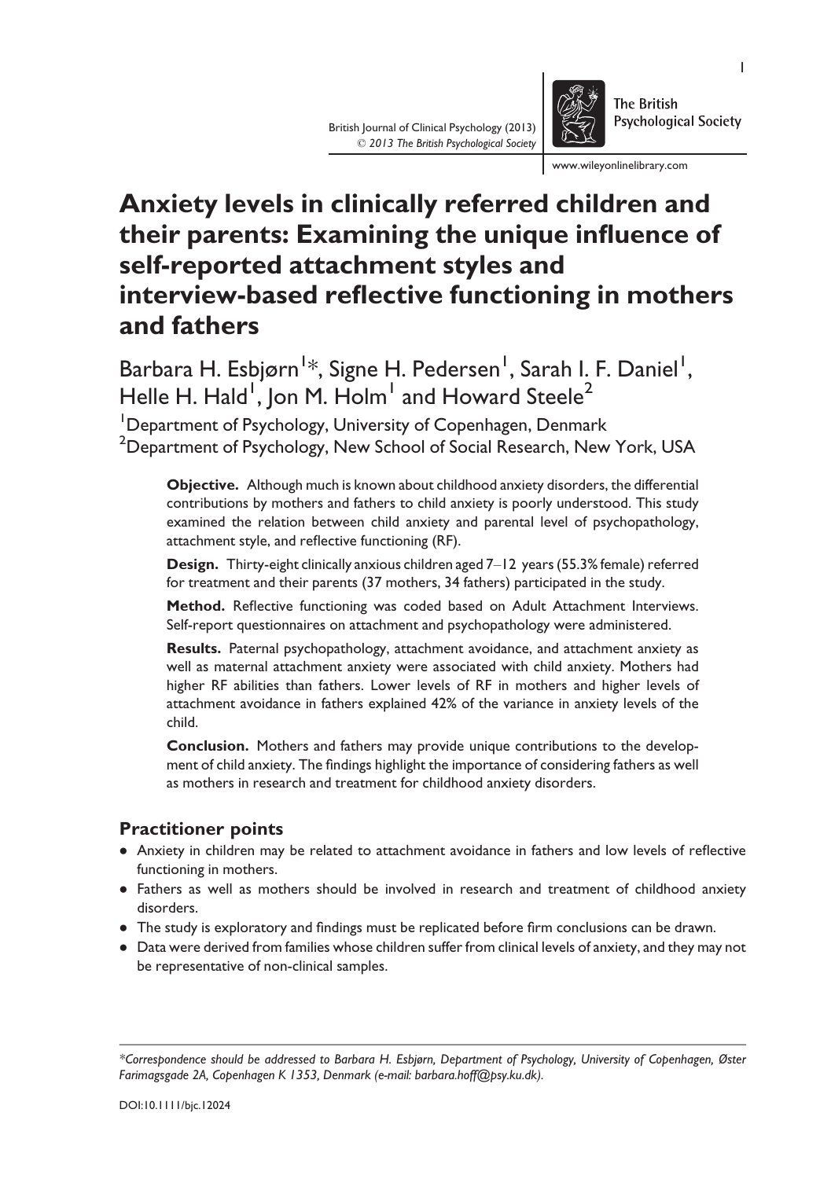# Anxiety levels in clinically referred children and their parents: Examining the unique influence of self-reported attachment styles and interview-based reflective functioning in mothers and fathers

Barbara H. Esbjørn[1]*, Signe H. Pedersen[1], Sarah I. F. Daniel[1], Helle H. Hald[1], Jon M. Holm[1] and Howard Steele[2]

[1]Department of Psychology, University of Copenhagen, Denmark
[2]Department of Psychology, New School of Social Research, New York, USA

**Objective.** Although much is known about childhood anxiety disorders, the differential contributions by mothers and fathers to child anxiety is poorly understood. This study examined the relation between child anxiety and parental level of psychopathology, attachment style, and reflective functioning (RF).

**Design.** Thirty-eight clinically anxious children aged 7–12 years (55.3% female) referred for treatment and their parents (37 mothers, 34 fathers) participated in the study.

**Method.** Reflective functioning was coded based on Adult Attachment Interviews. Self-report questionnaires on attachment and psychopathology were administered.

**Results.** Paternal psychopathology, attachment avoidance, and attachment anxiety as well as maternal attachment anxiety were associated with child anxiety. Mothers had higher RF abilities than fathers. Lower levels of RF in mothers and higher levels of attachment avoidance in fathers explained 42% of the variance in anxiety levels of the child.

**Conclusion.** Mothers and fathers may provide unique contributions to the development of child anxiety. The findings highlight the importance of considering fathers as well as mothers in research and treatment for childhood anxiety disorders.

## Practitioner points

- Anxiety in children may be related to attachment avoidance in fathers and low levels of reflective functioning in mothers.
- Fathers as well as mothers should be involved in research and treatment of childhood anxiety disorders.
- The study is exploratory and findings must be replicated before firm conclusions can be drawn.
- Data were derived from families whose children suffer from clinical levels of anxiety, and they may not be representative of non-clinical samples.

*Correspondence should be addressed to Barbara H. Esbjørn, Department of Psychology, University of Copenhagen, Øster Farimagsgade 2A, Copenhagen K 1353, Denmark (e-mail: barbara.hoff@psy.ku.dk).*

DOI:10.1111/bjc.12024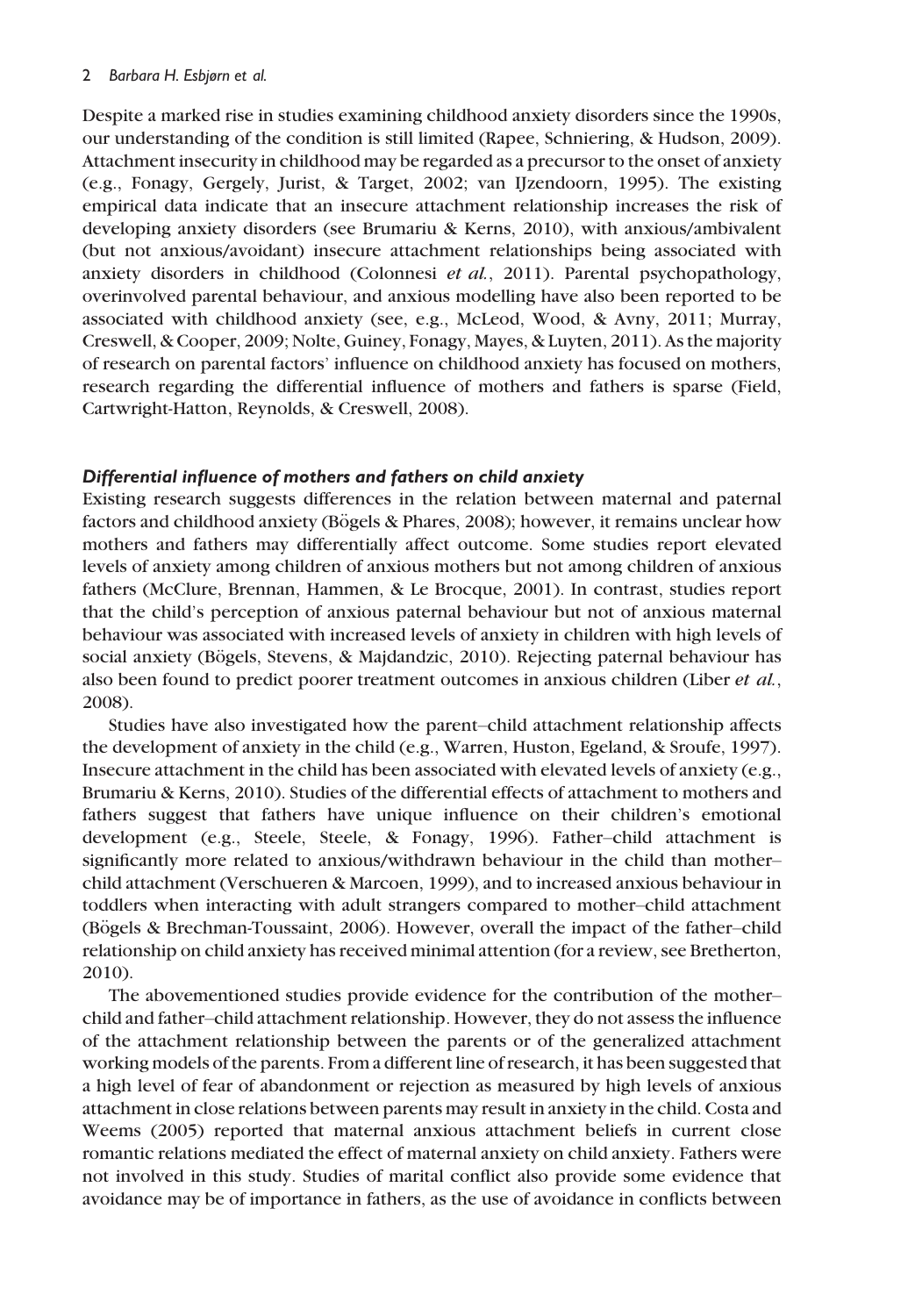Despite a marked rise in studies examining childhood anxiety disorders since the 1990s, our understanding of the condition is still limited (Rapee, Schniering, & Hudson, 2009). Attachment insecurity in childhood may be regarded as a precursor to the onset of anxiety (e.g., Fonagy, Gergely, Jurist, & Target, 2002; van IJzendoorn, 1995). The existing empirical data indicate that an insecure attachment relationship increases the risk of developing anxiety disorders (see Brumariu & Kerns, 2010), with anxious/ambivalent (but not anxious/avoidant) insecure attachment relationships being associated with anxiety disorders in childhood (Colonnesi *et al.*, 2011). Parental psychopathology, overinvolved parental behaviour, and anxious modelling have also been reported to be associated with childhood anxiety (see, e.g., McLeod, Wood, & Avny, 2011; Murray, Creswell, & Cooper, 2009; Nolte, Guiney, Fonagy, Mayes, & Luyten, 2011). As the majority of research on parental factors' influence on childhood anxiety has focused on mothers, research regarding the differential influence of mothers and fathers is sparse (Field, Cartwright-Hatton, Reynolds, & Creswell, 2008).

### *Differential influence of mothers and fathers on child anxiety*

Existing research suggests differences in the relation between maternal and paternal factors and childhood anxiety (Bögels & Phares, 2008); however, it remains unclear how mothers and fathers may differentially affect outcome. Some studies report elevated levels of anxiety among children of anxious mothers but not among children of anxious fathers (McClure, Brennan, Hammen, & Le Brocque, 2001). In contrast, studies report that the child's perception of anxious paternal behaviour but not of anxious maternal behaviour was associated with increased levels of anxiety in children with high levels of social anxiety (Bögels, Stevens, & Majdandzic, 2010). Rejecting paternal behaviour has also been found to predict poorer treatment outcomes in anxious children (Liber *et al.*, 2008).

Studies have also investigated how the parent–child attachment relationship affects the development of anxiety in the child (e.g., Warren, Huston, Egeland, & Sroufe, 1997). Insecure attachment in the child has been associated with elevated levels of anxiety (e.g., Brumariu & Kerns, 2010). Studies of the differential effects of attachment to mothers and fathers suggest that fathers have unique influence on their children's emotional development (e.g., Steele, Steele, & Fonagy, 1996). Father–child attachment is significantly more related to anxious/withdrawn behaviour in the child than mother–child attachment (Verschueren & Marcoen, 1999), and to increased anxious behaviour in toddlers when interacting with adult strangers compared to mother–child attachment (Bögels & Brechman-Toussaint, 2006). However, overall the impact of the father–child relationship on child anxiety has received minimal attention (for a review, see Bretherton, 2010).

The abovementioned studies provide evidence for the contribution of the mother–child and father–child attachment relationship. However, they do not assess the influence of the attachment relationship between the parents or of the generalized attachment working models of the parents. From a different line of research, it has been suggested that a high level of fear of abandonment or rejection as measured by high levels of anxious attachment in close relations between parents may result in anxiety in the child. Costa and Weems (2005) reported that maternal anxious attachment beliefs in current close romantic relations mediated the effect of maternal anxiety on child anxiety. Fathers were not involved in this study. Studies of marital conflict also provide some evidence that avoidance may be of importance in fathers, as the use of avoidance in conflicts between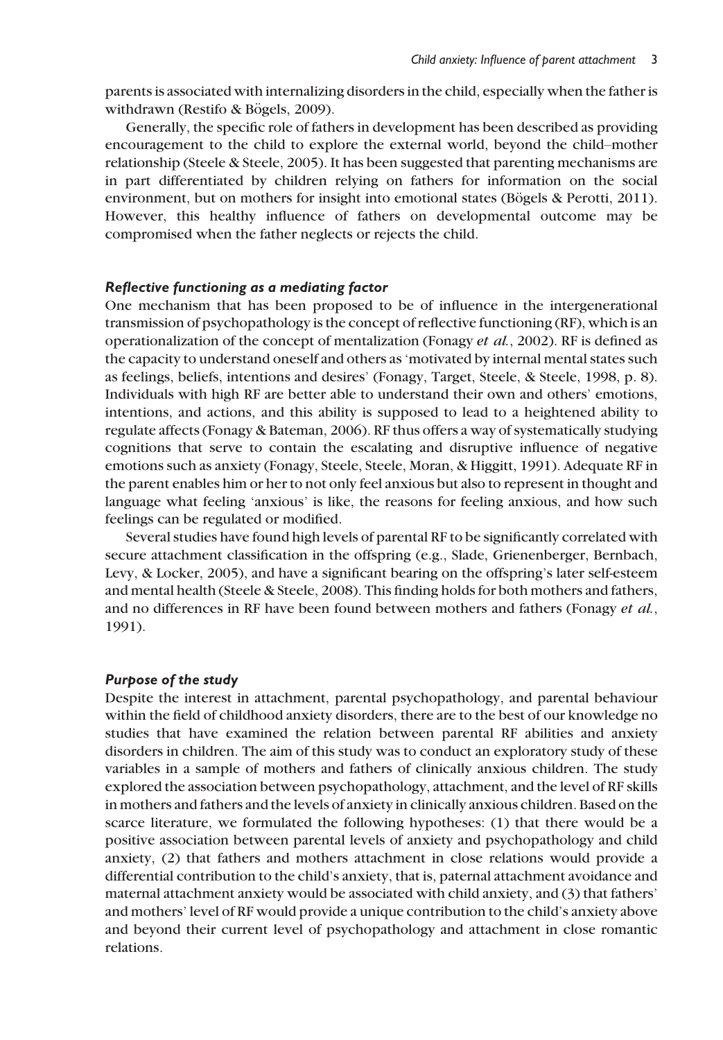parents is associated with internalizing disorders in the child, especially when the father is withdrawn (Restifo & Bögels, 2009).

Generally, the specific role of fathers in development has been described as providing encouragement to the child to explore the external world, beyond the child–mother relationship (Steele & Steele, 2005). It has been suggested that parenting mechanisms are in part differentiated by children relying on fathers for information on the social environment, but on mothers for insight into emotional states (Bögels & Perotti, 2011). However, this healthy influence of fathers on developmental outcome may be compromised when the father neglects or rejects the child.

### *Reflective functioning as a mediating factor*

One mechanism that has been proposed to be of influence in the intergenerational transmission of psychopathology is the concept of reflective functioning (RF), which is an operationalization of the concept of mentalization (Fonagy *et al.*, 2002). RF is defined as the capacity to understand oneself and others as 'motivated by internal mental states such as feelings, beliefs, intentions and desires' (Fonagy, Target, Steele, & Steele, 1998, p. 8). Individuals with high RF are better able to understand their own and others' emotions, intentions, and actions, and this ability is supposed to lead to a heightened ability to regulate affects (Fonagy & Bateman, 2006). RF thus offers a way of systematically studying cognitions that serve to contain the escalating and disruptive influence of negative emotions such as anxiety (Fonagy, Steele, Steele, Moran, & Higgitt, 1991). Adequate RF in the parent enables him or her to not only feel anxious but also to represent in thought and language what feeling 'anxious' is like, the reasons for feeling anxious, and how such feelings can be regulated or modified.

Several studies have found high levels of parental RF to be significantly correlated with secure attachment classification in the offspring (e.g., Slade, Grienenberger, Bernbach, Levy, & Locker, 2005), and have a significant bearing on the offspring's later self-esteem and mental health (Steele & Steele, 2008). This finding holds for both mothers and fathers, and no differences in RF have been found between mothers and fathers (Fonagy *et al.*, 1991).

### *Purpose of the study*

Despite the interest in attachment, parental psychopathology, and parental behaviour within the field of childhood anxiety disorders, there are to the best of our knowledge no studies that have examined the relation between parental RF abilities and anxiety disorders in children. The aim of this study was to conduct an exploratory study of these variables in a sample of mothers and fathers of clinically anxious children. The study explored the association between psychopathology, attachment, and the level of RF skills in mothers and fathers and the levels of anxiety in clinically anxious children. Based on the scarce literature, we formulated the following hypotheses: (1) that there would be a positive association between parental levels of anxiety and psychopathology and child anxiety, (2) that fathers and mothers attachment in close relations would provide a differential contribution to the child's anxiety, that is, paternal attachment avoidance and maternal attachment anxiety would be associated with child anxiety, and (3) that fathers' and mothers' level of RF would provide a unique contribution to the child's anxiety above and beyond their current level of psychopathology and attachment in close romantic relations.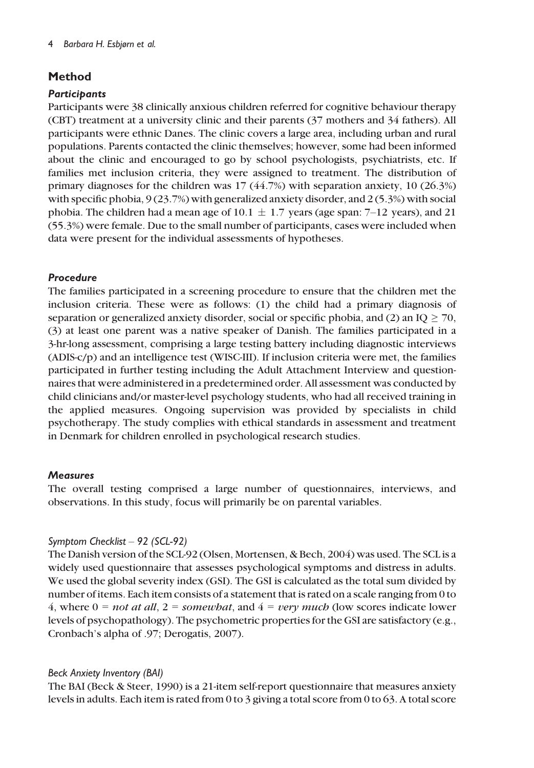## Method

### *Participants*

Participants were 38 clinically anxious children referred for cognitive behaviour therapy (CBT) treatment at a university clinic and their parents (37 mothers and 34 fathers). All participants were ethnic Danes. The clinic covers a large area, including urban and rural populations. Parents contacted the clinic themselves; however, some had been informed about the clinic and encouraged to go by school psychologists, psychiatrists, etc. If families met inclusion criteria, they were assigned to treatment. The distribution of primary diagnoses for the children was 17 (44.7%) with separation anxiety, 10 (26.3%) with specific phobia, 9 (23.7%) with generalized anxiety disorder, and 2 (5.3%) with social phobia. The children had a mean age of 10.1 $\pm$ 1.7 years (age span: 7–12 years), and 21 (55.3%) were female. Due to the small number of participants, cases were included when data were present for the individual assessments of hypotheses.

### *Procedure*

The families participated in a screening procedure to ensure that the children met the inclusion criteria. These were as follows: (1) the child had a primary diagnosis of separation or generalized anxiety disorder, social or specific phobia, and (2) an IQ $\geq$ 70, (3) at least one parent was a native speaker of Danish. The families participated in a 3-hr-long assessment, comprising a large testing battery including diagnostic interviews (ADIS-c/p) and an intelligence test (WISC-III). If inclusion criteria were met, the families participated in further testing including the Adult Attachment Interview and questionnaires that were administered in a predetermined order. All assessment was conducted by child clinicians and/or master-level psychology students, who had all received training in the applied measures. Ongoing supervision was provided by specialists in child psychotherapy. The study complies with ethical standards in assessment and treatment in Denmark for children enrolled in psychological research studies.

### *Measures*

The overall testing comprised a large number of questionnaires, interviews, and observations. In this study, focus will primarily be on parental variables.

#### *Symptom Checklist – 92 (SCL-92)*

The Danish version of the SCL-92 (Olsen, Mortensen, & Bech, 2004) was used. The SCL is a widely used questionnaire that assesses psychological symptoms and distress in adults. We used the global severity index (GSI). The GSI is calculated as the total sum divided by number of items. Each item consists of a statement that is rated on a scale ranging from 0 to 4, where 0 = *not at all*, 2 = *somewhat*, and 4 = *very much* (low scores indicate lower levels of psychopathology). The psychometric properties for the GSI are satisfactory (e.g., Cronbach's alpha of .97; Derogatis, 2007).

#### *Beck Anxiety Inventory (BAI)*

The BAI (Beck & Steer, 1990) is a 21-item self-report questionnaire that measures anxiety levels in adults. Each item is rated from 0 to 3 giving a total score from 0 to 63. A total score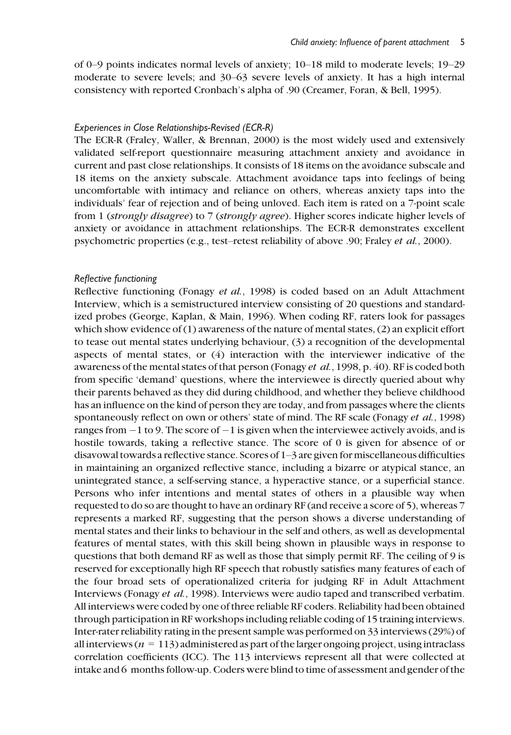of 0–9 points indicates normal levels of anxiety; 10–18 mild to moderate levels; 19–29 moderate to severe levels; and 30–63 severe levels of anxiety. It has a high internal consistency with reported Cronbach's alpha of .90 (Creamer, Foran, & Bell, 1995).

### *Experiences in Close Relationships-Revised (ECR-R)*

The ECR-R (Fraley, Waller, & Brennan, 2000) is the most widely used and extensively validated self-report questionnaire measuring attachment anxiety and avoidance in current and past close relationships. It consists of 18 items on the avoidance subscale and 18 items on the anxiety subscale. Attachment avoidance taps into feelings of being uncomfortable with intimacy and reliance on others, whereas anxiety taps into the individuals' fear of rejection and of being unloved. Each item is rated on a 7-point scale from 1 (*strongly disagree*) to 7 (*strongly agree*). Higher scores indicate higher levels of anxiety or avoidance in attachment relationships. The ECR-R demonstrates excellent psychometric properties (e.g., test–retest reliability of above .90; Fraley *et al.*, 2000).

### *Reflective functioning*

Reflective functioning (Fonagy *et al.*, 1998) is coded based on an Adult Attachment Interview, which is a semistructured interview consisting of 20 questions and standardized probes (George, Kaplan, & Main, 1996). When coding RF, raters look for passages which show evidence of (1) awareness of the nature of mental states, (2) an explicit effort to tease out mental states underlying behaviour, (3) a recognition of the developmental aspects of mental states, or (4) interaction with the interviewer indicative of the awareness of the mental states of that person (Fonagy *et al.*, 1998, p. 40). RF is coded both from specific 'demand' questions, where the interviewee is directly queried about why their parents behaved as they did during childhood, and whether they believe childhood has an influence on the kind of person they are today, and from passages where the clients spontaneously reflect on own or others' state of mind. The RF scale (Fonagy *et al.*, 1998) ranges from −1 to 9. The score of −1 is given when the interviewee actively avoids, and is hostile towards, taking a reflective stance. The score of 0 is given for absence of or disavowal towards a reflective stance. Scores of 1–3 are given for miscellaneous difficulties in maintaining an organized reflective stance, including a bizarre or atypical stance, an unintegrated stance, a self-serving stance, a hyperactive stance, or a superficial stance. Persons who infer intentions and mental states of others in a plausible way when requested to do so are thought to have an ordinary RF (and receive a score of 5), whereas 7 represents a marked RF, suggesting that the person shows a diverse understanding of mental states and their links to behaviour in the self and others, as well as developmental features of mental states, with this skill being shown in plausible ways in response to questions that both demand RF as well as those that simply permit RF. The ceiling of 9 is reserved for exceptionally high RF speech that robustly satisfies many features of each of the four broad sets of operationalized criteria for judging RF in Adult Attachment Interviews (Fonagy *et al.*, 1998). Interviews were audio taped and transcribed verbatim. All interviews were coded by one of three reliable RF coders. Reliability had been obtained through participation in RF workshops including reliable coding of 15 training interviews. Inter-rater reliability rating in the present sample was performed on 33 interviews (29%) of all interviews ($n$ = 113) administered as part of the larger ongoing project, using intraclass correlation coefficients (ICC). The 113 interviews represent all that were collected at intake and 6 months follow-up. Coders were blind to time of assessment and gender of the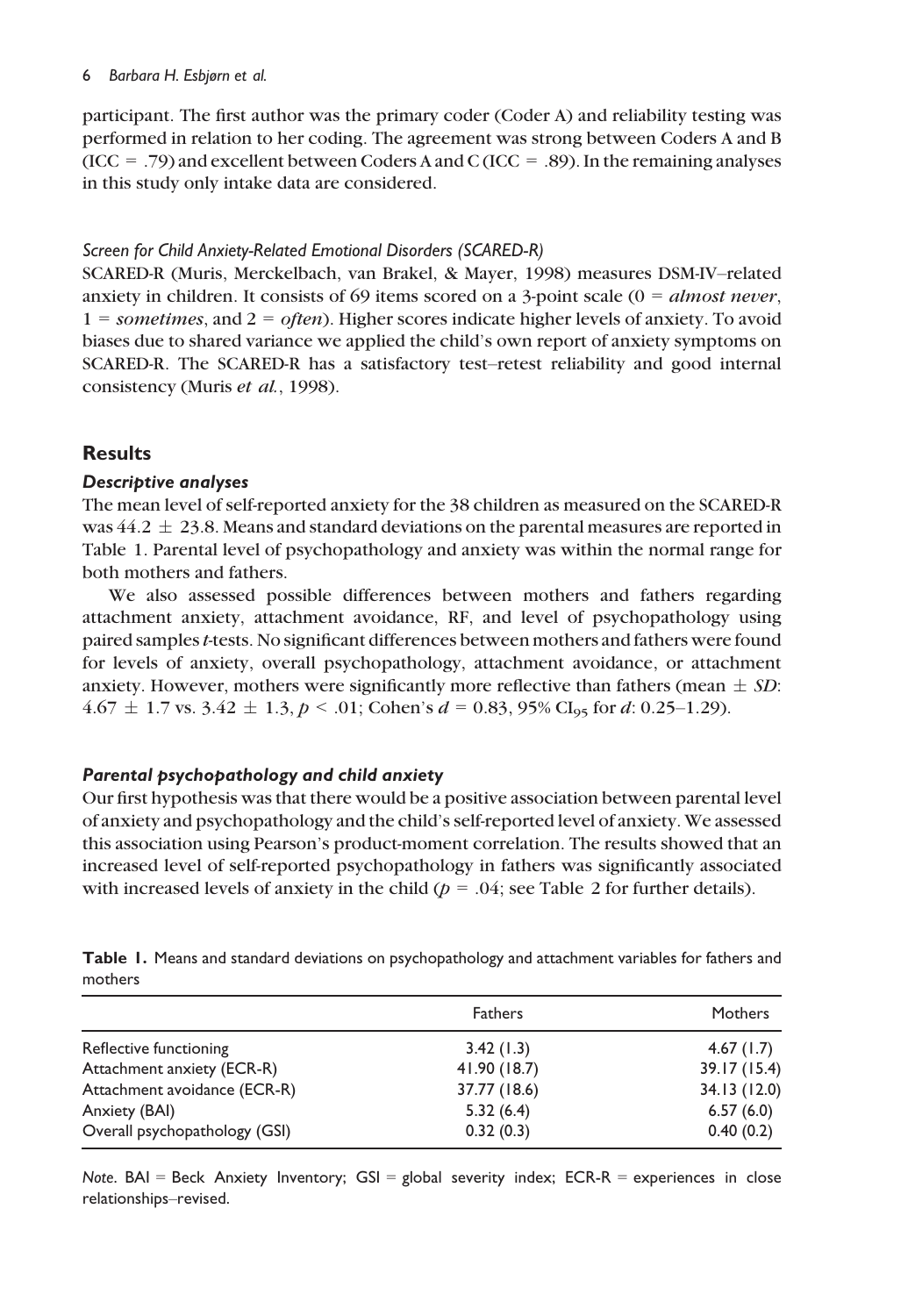participant. The first author was the primary coder (Coder A) and reliability testing was performed in relation to her coding. The agreement was strong between Coders A and B (ICC = .79) and excellent between Coders A and C (ICC = .89). In the remaining analyses in this study only intake data are considered.

### *Screen for Child Anxiety-Related Emotional Disorders (SCARED-R)*

SCARED-R (Muris, Merckelbach, van Brakel, & Mayer, 1998) measures DSM-IV–related anxiety in children. It consists of 69 items scored on a 3-point scale (0 = *almost never*, 1 = *sometimes*, and 2 = *often*). Higher scores indicate higher levels of anxiety. To avoid biases due to shared variance we applied the child's own report of anxiety symptoms on SCARED-R. The SCARED-R has a satisfactory test–retest reliability and good internal consistency (Muris *et al.*, 1998).

## Results

### *Descriptive analyses*

The mean level of self-reported anxiety for the 38 children as measured on the SCARED-R was $44.2 \pm 23.8$. Means and standard deviations on the parental measures are reported in Table 1. Parental level of psychopathology and anxiety was within the normal range for both mothers and fathers.

We also assessed possible differences between mothers and fathers regarding attachment anxiety, attachment avoidance, RF, and level of psychopathology using paired samples *t*-tests. No significant differences between mothers and fathers were found for levels of anxiety, overall psychopathology, attachment avoidance, or attachment anxiety. However, mothers were significantly more reflective than fathers (mean $\pm$ *SD*: $4.67 \pm 1.7$ vs. $3.42 \pm 1.3$, $p < .01$; Cohen's $d = 0.83$, 95% $CI_{95}$ for $d$: 0.25–1.29).

### *Parental psychopathology and child anxiety*

Our first hypothesis was that there would be a positive association between parental level of anxiety and psychopathology and the child's self-reported level of anxiety. We assessed this association using Pearson's product-moment correlation. The results showed that an increased level of self-reported psychopathology in fathers was significantly associated with increased levels of anxiety in the child ($p = .04$; see Table 2 for further details).

**Table 1.** Means and standard deviations on psychopathology and attachment variables for fathers and mothers

| | Fathers | Mothers |
|---|---|---|
| Reflective functioning | 3.42 (1.3) | 4.67 (1.7) |
| Attachment anxiety (ECR-R) | 41.90 (18.7) | 39.17 (15.4) |
| Attachment avoidance (ECR-R) | 37.77 (18.6) | 34.13 (12.0) |
| Anxiety (BAI) | 5.32 (6.4) | 6.57 (6.0) |
| Overall psychopathology (GSI) | 0.32 (0.3) | 0.40 (0.2) |

*Note*. BAI = Beck Anxiety Inventory; GSI = global severity index; ECR-R = experiences in close relationships–revised.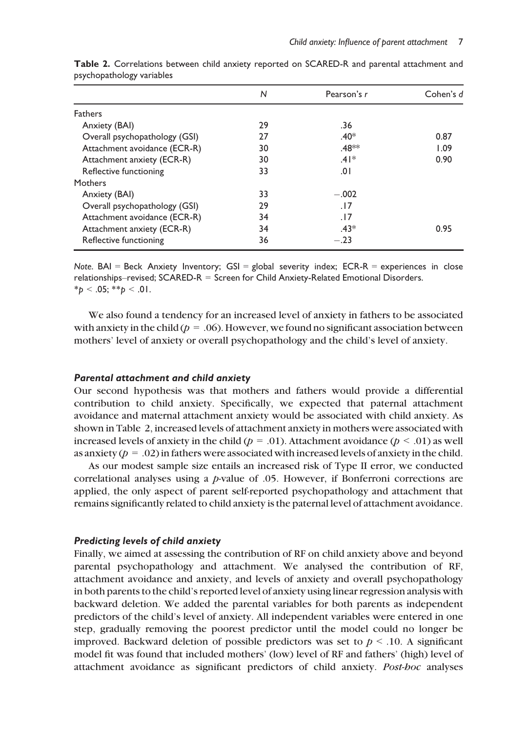**Table 2.** Correlations between child anxiety reported on SCARED-R and parental attachment and psychopathology variables

| | $N$ | Pearson's $r$ | Cohen's $d$ |
|---|---|---|---|
| Fathers | | | |
| Anxiety (BAI) | 29 | .36 | |
| Overall psychopathology (GSI) | 27 | .40* | 0.87 |
| Attachment avoidance (ECR-R) | 30 | .48** | 1.09 |
| Attachment anxiety (ECR-R) | 30 | .41* | 0.90 |
| Reflective functioning | 33 | .01 | |
| Mothers | | | |
| Anxiety (BAI) | 33 | −.002 | |
| Overall psychopathology (GSI) | 29 | .17 | |
| Attachment avoidance (ECR-R) | 34 | .17 | |
| Attachment anxiety (ECR-R) | 34 | .43* | 0.95 |
| Reflective functioning | 36 | −.23 | |

*Note.* BAI = Beck Anxiety Inventory; GSI = global severity index; ECR-R = experiences in close relationships–revised; SCARED-R = Screen for Child Anxiety-Related Emotional Disorders.
*$p < .05$; **$p < .01$.

We also found a tendency for an increased level of anxiety in fathers to be associated with anxiety in the child ($p = .06$). However, we found no significant association between mothers' level of anxiety or overall psychopathology and the child's level of anxiety.

### *Parental attachment and child anxiety*

Our second hypothesis was that mothers and fathers would provide a differential contribution to child anxiety. Specifically, we expected that paternal attachment avoidance and maternal attachment anxiety would be associated with child anxiety. As shown in Table 2, increased levels of attachment anxiety in mothers were associated with increased levels of anxiety in the child ($p = .01$). Attachment avoidance ($p < .01$) as well as anxiety ($p = .02$) in fathers were associated with increased levels of anxiety in the child.

As our modest sample size entails an increased risk of Type II error, we conducted correlational analyses using a $p$-value of .05. However, if Bonferroni corrections are applied, the only aspect of parent self-reported psychopathology and attachment that remains significantly related to child anxiety is the paternal level of attachment avoidance.

### *Predicting levels of child anxiety*

Finally, we aimed at assessing the contribution of RF on child anxiety above and beyond parental psychopathology and attachment. We analysed the contribution of RF, attachment avoidance and anxiety, and levels of anxiety and overall psychopathology in both parents to the child's reported level of anxiety using linear regression analysis with backward deletion. We added the parental variables for both parents as independent predictors of the child's level of anxiety. All independent variables were entered in one step, gradually removing the poorest predictor until the model could no longer be improved. Backward deletion of possible predictors was set to $p < .10$. A significant model fit was found that included mothers' (low) level of RF and fathers' (high) level of attachment avoidance as significant predictors of child anxiety. *Post-hoc* analyses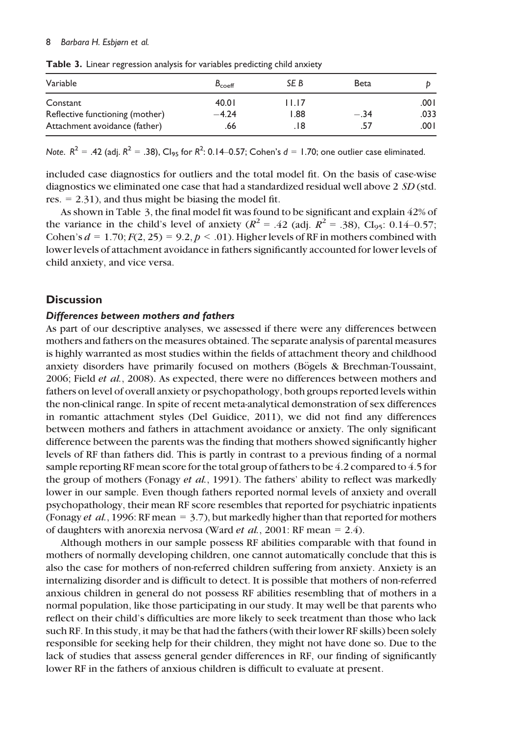**Table 3.** Linear regression analysis for variables predicting child anxiety

| Variable | $B_{coeff}$ | *SE B* | Beta | *p* |
|---|---|---|---|---|
| Constant | 40.01 | 11.17 | | .001 |
| Reflective functioning (mother) | −4.24 | 1.88 | −.34 | .033 |
| Attachment avoidance (father) | .66 | .18 | .57 | .001 |

*Note.* $R^2$ = .42 (adj. $R^2$ = .38), $CI_{95}$ for $R^2$: 0.14–0.57; Cohen's $d$ = 1.70; one outlier case eliminated.

included case diagnostics for outliers and the total model fit. On the basis of case-wise diagnostics we eliminated one case that had a standardized residual well above 2 *SD* (std. res. = 2.31), and thus might be biasing the model fit.

As shown in Table 3, the final model fit was found to be significant and explain 42% of the variance in the child's level of anxiety ($R^2$ = .42 (adj. $R^2$ = .38), $CI_{95}$: 0.14–0.57; Cohen's $d$ = 1.70; $F(2, 25) = 9.2, p < .01$). Higher levels of RF in mothers combined with lower levels of attachment avoidance in fathers significantly accounted for lower levels of child anxiety, and vice versa.

## Discussion

### *Differences between mothers and fathers*

As part of our descriptive analyses, we assessed if there were any differences between mothers and fathers on the measures obtained. The separate analysis of parental measures is highly warranted as most studies within the fields of attachment theory and childhood anxiety disorders have primarily focused on mothers (Bögels & Brechman-Toussaint, 2006; Field *et al.*, 2008). As expected, there were no differences between mothers and fathers on level of overall anxiety or psychopathology, both groups reported levels within the non-clinical range. In spite of recent meta-analytical demonstration of sex differences in romantic attachment styles (Del Guidice, 2011), we did not find any differences between mothers and fathers in attachment avoidance or anxiety. The only significant difference between the parents was the finding that mothers showed significantly higher levels of RF than fathers did. This is partly in contrast to a previous finding of a normal sample reporting RF mean score for the total group of fathers to be 4.2 compared to 4.5 for the group of mothers (Fonagy *et al.*, 1991). The fathers' ability to reflect was markedly lower in our sample. Even though fathers reported normal levels of anxiety and overall psychopathology, their mean RF score resembles that reported for psychiatric inpatients (Fonagy *et al.*, 1996: RF mean = 3.7), but markedly higher than that reported for mothers of daughters with anorexia nervosa (Ward *et al.*, 2001: RF mean = 2.4).

Although mothers in our sample possess RF abilities comparable with that found in mothers of normally developing children, one cannot automatically conclude that this is also the case for mothers of non-referred children suffering from anxiety. Anxiety is an internalizing disorder and is difficult to detect. It is possible that mothers of non-referred anxious children in general do not possess RF abilities resembling that of mothers in a normal population, like those participating in our study. It may well be that parents who reflect on their child's difficulties are more likely to seek treatment than those who lack such RF. In this study, it may be that had the fathers (with their lower RF skills) been solely responsible for seeking help for their children, they might not have done so. Due to the lack of studies that assess general gender differences in RF, our finding of significantly lower RF in the fathers of anxious children is difficult to evaluate at present.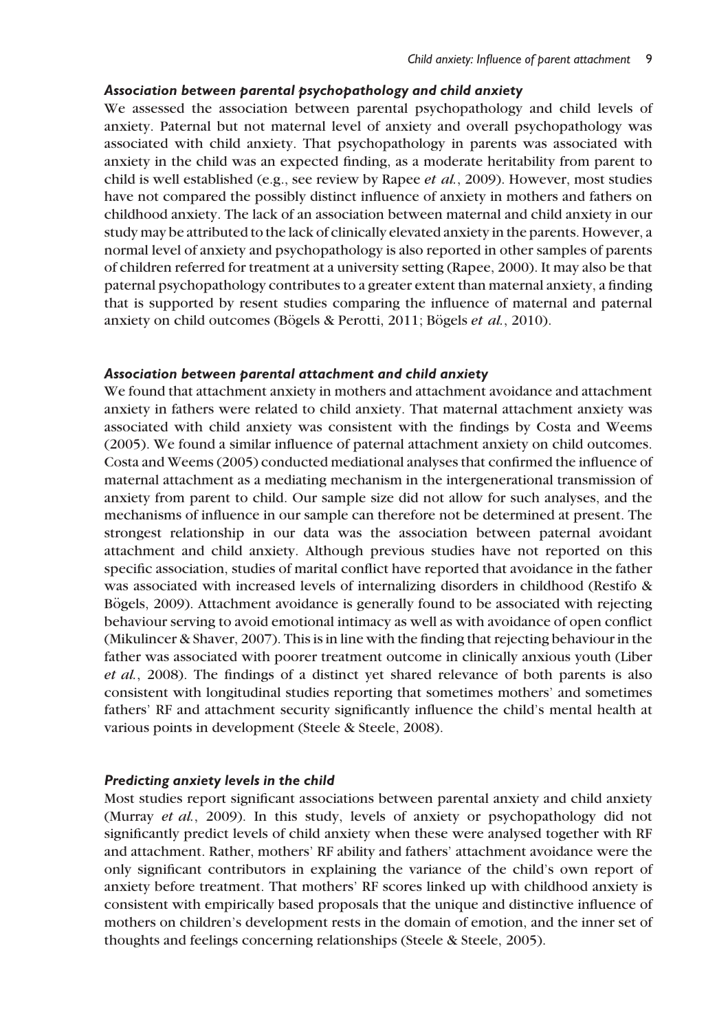### *Association between parental psychopathology and child anxiety*

We assessed the association between parental psychopathology and child levels of anxiety. Paternal but not maternal level of anxiety and overall psychopathology was associated with child anxiety. That psychopathology in parents was associated with anxiety in the child was an expected finding, as a moderate heritability from parent to child is well established (e.g., see review by Rapee *et al.*, 2009). However, most studies have not compared the possibly distinct influence of anxiety in mothers and fathers on childhood anxiety. The lack of an association between maternal and child anxiety in our study may be attributed to the lack of clinically elevated anxiety in the parents. However, a normal level of anxiety and psychopathology is also reported in other samples of parents of children referred for treatment at a university setting (Rapee, 2000). It may also be that paternal psychopathology contributes to a greater extent than maternal anxiety, a finding that is supported by resent studies comparing the influence of maternal and paternal anxiety on child outcomes (Bögels & Perotti, 2011; Bögels *et al.*, 2010).

### *Association between parental attachment and child anxiety*

We found that attachment anxiety in mothers and attachment avoidance and attachment anxiety in fathers were related to child anxiety. That maternal attachment anxiety was associated with child anxiety was consistent with the findings by Costa and Weems (2005). We found a similar influence of paternal attachment anxiety on child outcomes. Costa and Weems (2005) conducted mediational analyses that confirmed the influence of maternal attachment as a mediating mechanism in the intergenerational transmission of anxiety from parent to child. Our sample size did not allow for such analyses, and the mechanisms of influence in our sample can therefore not be determined at present. The strongest relationship in our data was the association between paternal avoidant attachment and child anxiety. Although previous studies have not reported on this specific association, studies of marital conflict have reported that avoidance in the father was associated with increased levels of internalizing disorders in childhood (Restifo & Bögels, 2009). Attachment avoidance is generally found to be associated with rejecting behaviour serving to avoid emotional intimacy as well as with avoidance of open conflict (Mikulincer & Shaver, 2007). This is in line with the finding that rejecting behaviour in the father was associated with poorer treatment outcome in clinically anxious youth (Liber *et al.*, 2008). The findings of a distinct yet shared relevance of both parents is also consistent with longitudinal studies reporting that sometimes mothers' and sometimes fathers' RF and attachment security significantly influence the child's mental health at various points in development (Steele & Steele, 2008).

### *Predicting anxiety levels in the child*

Most studies report significant associations between parental anxiety and child anxiety (Murray *et al.*, 2009). In this study, levels of anxiety or psychopathology did not significantly predict levels of child anxiety when these were analysed together with RF and attachment. Rather, mothers' RF ability and fathers' attachment avoidance were the only significant contributors in explaining the variance of the child's own report of anxiety before treatment. That mothers' RF scores linked up with childhood anxiety is consistent with empirically based proposals that the unique and distinctive influence of mothers on children's development rests in the domain of emotion, and the inner set of thoughts and feelings concerning relationships (Steele & Steele, 2005).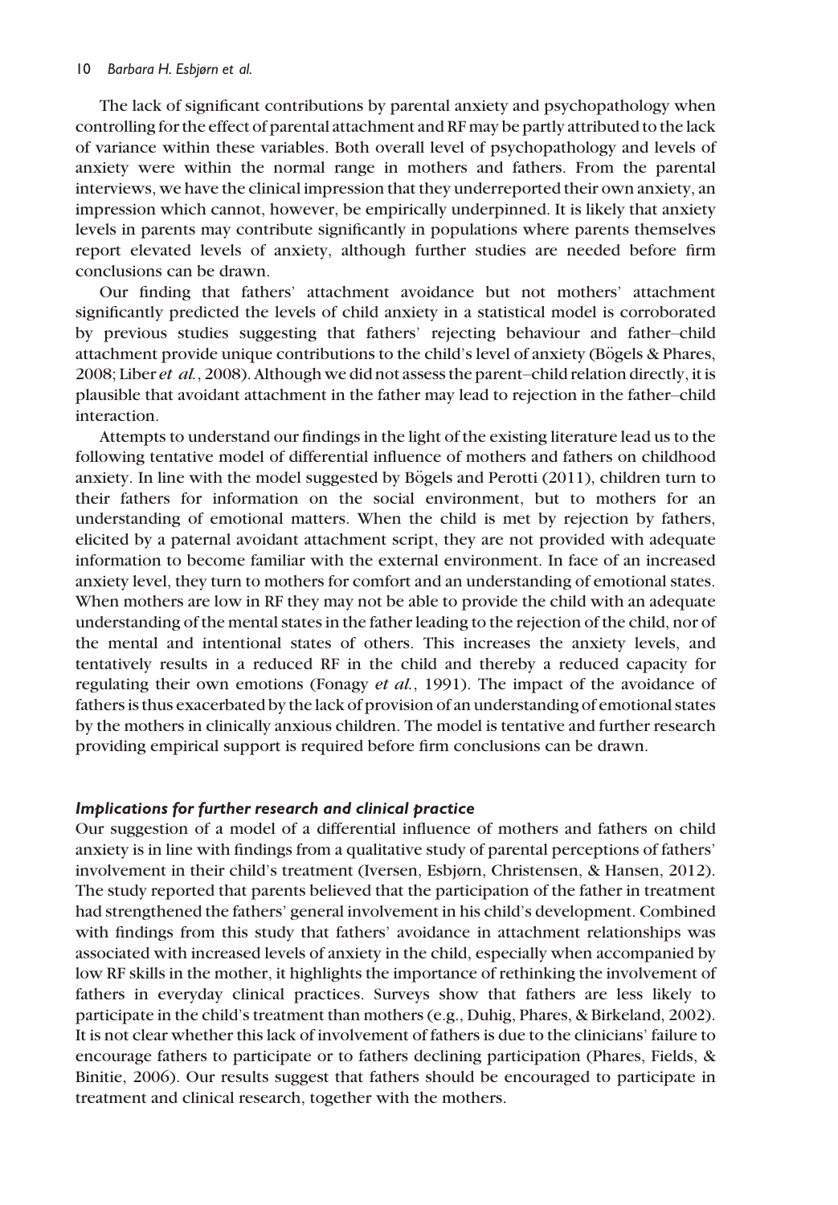The lack of significant contributions by parental anxiety and psychopathology when controlling for the effect of parental attachment and RF may be partly attributed to the lack of variance within these variables. Both overall level of psychopathology and levels of anxiety were within the normal range in mothers and fathers. From the parental interviews, we have the clinical impression that they underreported their own anxiety, an impression which cannot, however, be empirically underpinned. It is likely that anxiety levels in parents may contribute significantly in populations where parents themselves report elevated levels of anxiety, although further studies are needed before firm conclusions can be drawn.

Our finding that fathers' attachment avoidance but not mothers' attachment significantly predicted the levels of child anxiety in a statistical model is corroborated by previous studies suggesting that fathers' rejecting behaviour and father–child attachment provide unique contributions to the child's level of anxiety (Bögels & Phares, 2008; Liber *et al.*, 2008). Although we did not assess the parent–child relation directly, it is plausible that avoidant attachment in the father may lead to rejection in the father–child interaction.

Attempts to understand our findings in the light of the existing literature lead us to the following tentative model of differential influence of mothers and fathers on childhood anxiety. In line with the model suggested by Bögels and Perotti (2011), children turn to their fathers for information on the social environment, but to mothers for an understanding of emotional matters. When the child is met by rejection by fathers, elicited by a paternal avoidant attachment script, they are not provided with adequate information to become familiar with the external environment. In face of an increased anxiety level, they turn to mothers for comfort and an understanding of emotional states. When mothers are low in RF they may not be able to provide the child with an adequate understanding of the mental states in the father leading to the rejection of the child, nor of the mental and intentional states of others. This increases the anxiety levels, and tentatively results in a reduced RF in the child and thereby a reduced capacity for regulating their own emotions (Fonagy *et al.*, 1991). The impact of the avoidance of fathers is thus exacerbated by the lack of provision of an understanding of emotional states by the mothers in clinically anxious children. The model is tentative and further research providing empirical support is required before firm conclusions can be drawn.

### *Implications for further research and clinical practice*

Our suggestion of a model of a differential influence of mothers and fathers on child anxiety is in line with findings from a qualitative study of parental perceptions of fathers' involvement in their child's treatment (Iversen, Esbjørn, Christensen, & Hansen, 2012). The study reported that parents believed that the participation of the father in treatment had strengthened the fathers' general involvement in his child's development. Combined with findings from this study that fathers' avoidance in attachment relationships was associated with increased levels of anxiety in the child, especially when accompanied by low RF skills in the mother, it highlights the importance of rethinking the involvement of fathers in everyday clinical practices. Surveys show that fathers are less likely to participate in the child's treatment than mothers (e.g., Duhig, Phares, & Birkeland, 2002). It is not clear whether this lack of involvement of fathers is due to the clinicians' failure to encourage fathers to participate or to fathers declining participation (Phares, Fields, & Binitie, 2006). Our results suggest that fathers should be encouraged to participate in treatment and clinical research, together with the mothers.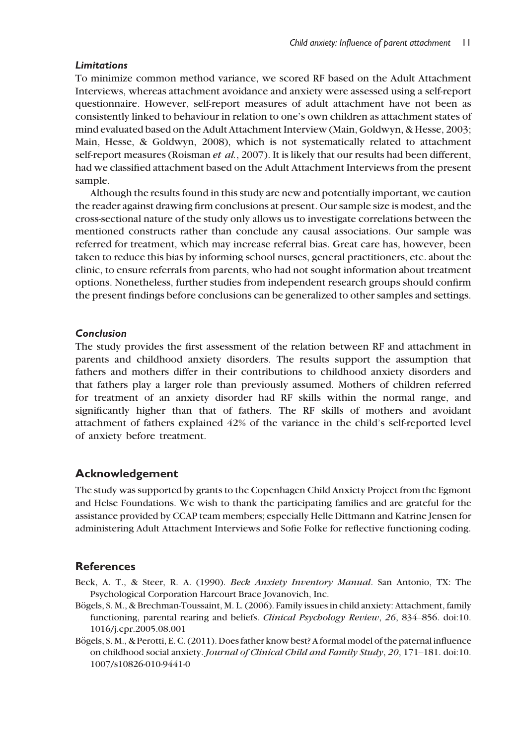### *Limitations*

To minimize common method variance, we scored RF based on the Adult Attachment Interviews, whereas attachment avoidance and anxiety were assessed using a self-report questionnaire. However, self-report measures of adult attachment have not been as consistently linked to behaviour in relation to one's own children as attachment states of mind evaluated based on the Adult Attachment Interview (Main, Goldwyn, & Hesse, 2003; Main, Hesse, & Goldwyn, 2008), which is not systematically related to attachment self-report measures (Roisman *et al.*, 2007). It is likely that our results had been different, had we classified attachment based on the Adult Attachment Interviews from the present sample.

Although the results found in this study are new and potentially important, we caution the reader against drawing firm conclusions at present. Our sample size is modest, and the cross-sectional nature of the study only allows us to investigate correlations between the mentioned constructs rather than conclude any causal associations. Our sample was referred for treatment, which may increase referral bias. Great care has, however, been taken to reduce this bias by informing school nurses, general practitioners, etc. about the clinic, to ensure referrals from parents, who had not sought information about treatment options. Nonetheless, further studies from independent research groups should confirm the present findings before conclusions can be generalized to other samples and settings.

### *Conclusion*

The study provides the first assessment of the relation between RF and attachment in parents and childhood anxiety disorders. The results support the assumption that fathers and mothers differ in their contributions to childhood anxiety disorders and that fathers play a larger role than previously assumed. Mothers of children referred for treatment of an anxiety disorder had RF skills within the normal range, and significantly higher than that of fathers. The RF skills of mothers and avoidant attachment of fathers explained 42% of the variance in the child's self-reported level of anxiety before treatment.

## Acknowledgement

The study was supported by grants to the Copenhagen Child Anxiety Project from the Egmont and Helse Foundations. We wish to thank the participating families and are grateful for the assistance provided by CCAP team members; especially Helle Dittmann and Katrine Jensen for administering Adult Attachment Interviews and Sofie Folke for reflective functioning coding.

## References

Beck, A. T., & Steer, R. A. (1990). *Beck Anxiety Inventory Manual*. San Antonio, TX: The Psychological Corporation Harcourt Brace Jovanovich, Inc.

Bögels, S. M., & Brechman-Toussaint, M. L. (2006). Family issues in child anxiety: Attachment, family functioning, parental rearing and beliefs. *Clinical Psychology Review*, *26*, 834–856. doi:10.1016/j.cpr.2005.08.001

Bögels, S. M., & Perotti, E. C. (2011). Does father know best? A formal model of the paternal influence on childhood social anxiety. *Journal of Clinical Child and Family Study*, *20*, 171–181. doi:10.1007/s10826-010-9441-0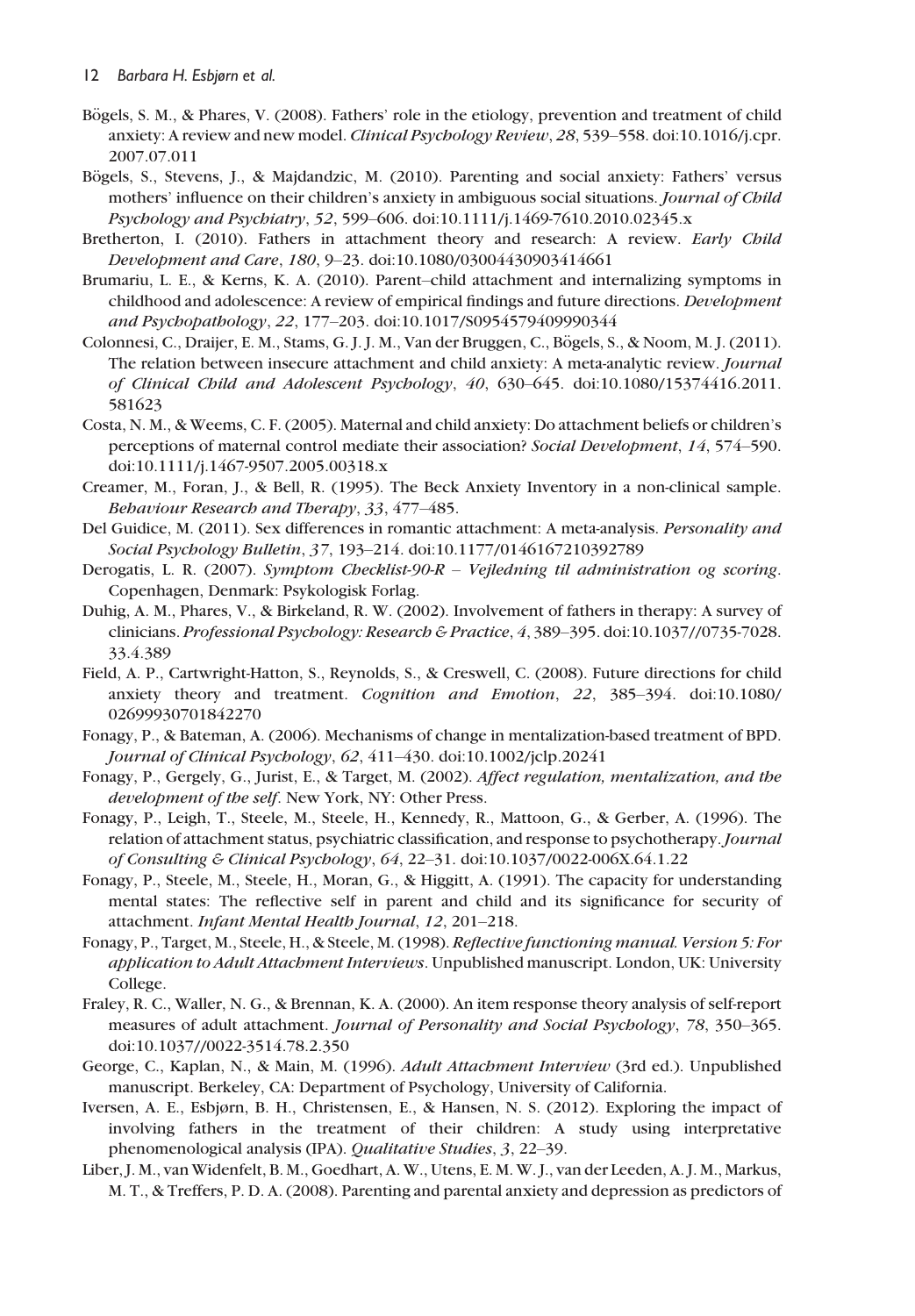Bögels, S. M., & Phares, V. (2008). Fathers' role in the etiology, prevention and treatment of child anxiety: A review and new model. *Clinical Psychology Review*, *28*, 539–558. doi:10.1016/j.cpr.2007.07.011

Bögels, S., Stevens, J., & Majdandzic, M. (2010). Parenting and social anxiety: Fathers' versus mothers' influence on their children's anxiety in ambiguous social situations. *Journal of Child Psychology and Psychiatry*, *52*, 599–606. doi:10.1111/j.1469-7610.2010.02345.x

Bretherton, I. (2010). Fathers in attachment theory and research: A review. *Early Child Development and Care*, *180*, 9–23. doi:10.1080/03004430903414661

Brumariu, L. E., & Kerns, K. A. (2010). Parent–child attachment and internalizing symptoms in childhood and adolescence: A review of empirical findings and future directions. *Development and Psychopathology*, *22*, 177–203. doi:10.1017/S0954579409990344

Colonnesi, C., Draijer, E. M., Stams, G. J. J. M., Van der Bruggen, C., Bögels, S., & Noom, M. J. (2011). The relation between insecure attachment and child anxiety: A meta-analytic review. *Journal of Clinical Child and Adolescent Psychology*, *40*, 630–645. doi:10.1080/15374416.2011.581623

Costa, N. M., & Weems, C. F. (2005). Maternal and child anxiety: Do attachment beliefs or children's perceptions of maternal control mediate their association? *Social Development*, *14*, 574–590. doi:10.1111/j.1467-9507.2005.00318.x

Creamer, M., Foran, J., & Bell, R. (1995). The Beck Anxiety Inventory in a non-clinical sample. *Behaviour Research and Therapy*, *33*, 477–485.

Del Guidice, M. (2011). Sex differences in romantic attachment: A meta-analysis. *Personality and Social Psychology Bulletin*, *37*, 193–214. doi:10.1177/0146167210392789

Derogatis, L. R. (2007). *Symptom Checklist-90-R – Vejledning til administration og scoring*. Copenhagen, Denmark: Psykologisk Forlag.

Duhig, A. M., Phares, V., & Birkeland, R. W. (2002). Involvement of fathers in therapy: A survey of clinicians. *Professional Psychology: Research & Practice*, *4*, 389–395. doi:10.1037//0735-7028.33.4.389

Field, A. P., Cartwright-Hatton, S., Reynolds, S., & Creswell, C. (2008). Future directions for child anxiety theory and treatment. *Cognition and Emotion*, *22*, 385–394. doi:10.1080/02699930701842270

Fonagy, P., & Bateman, A. (2006). Mechanisms of change in mentalization-based treatment of BPD. *Journal of Clinical Psychology*, *62*, 411–430. doi:10.1002/jclp.20241

Fonagy, P., Gergely, G., Jurist, E., & Target, M. (2002). *Affect regulation, mentalization, and the development of the self*. New York, NY: Other Press.

Fonagy, P., Leigh, T., Steele, M., Steele, H., Kennedy, R., Mattoon, G., & Gerber, A. (1996). The relation of attachment status, psychiatric classification, and response to psychotherapy. *Journal of Consulting & Clinical Psychology*, *64*, 22–31. doi:10.1037/0022-006X.64.1.22

Fonagy, P., Steele, M., Steele, H., Moran, G., & Higgitt, A. (1991). The capacity for understanding mental states: The reflective self in parent and child and its significance for security of attachment. *Infant Mental Health Journal*, *12*, 201–218.

Fonagy, P., Target, M., Steele, H., & Steele, M. (1998). *Reflective functioning manual. Version 5: For application to Adult Attachment Interviews*. Unpublished manuscript. London, UK: University College.

Fraley, R. C., Waller, N. G., & Brennan, K. A. (2000). An item response theory analysis of self-report measures of adult attachment. *Journal of Personality and Social Psychology*, *78*, 350–365. doi:10.1037//0022-3514.78.2.350

George, C., Kaplan, N., & Main, M. (1996). *Adult Attachment Interview* (3rd ed.). Unpublished manuscript. Berkeley, CA: Department of Psychology, University of California.

Iversen, A. E., Esbjørn, B. H., Christensen, E., & Hansen, N. S. (2012). Exploring the impact of involving fathers in the treatment of their children: A study using interpretative phenomenological analysis (IPA). *Qualitative Studies*, *3*, 22–39.

Liber, J. M., van Widenfelt, B. M., Goedhart, A. W., Utens, E. M. W. J., van der Leeden, A. J. M., Markus, M. T., & Treffers, P. D. A. (2008). Parenting and parental anxiety and depression as predictors of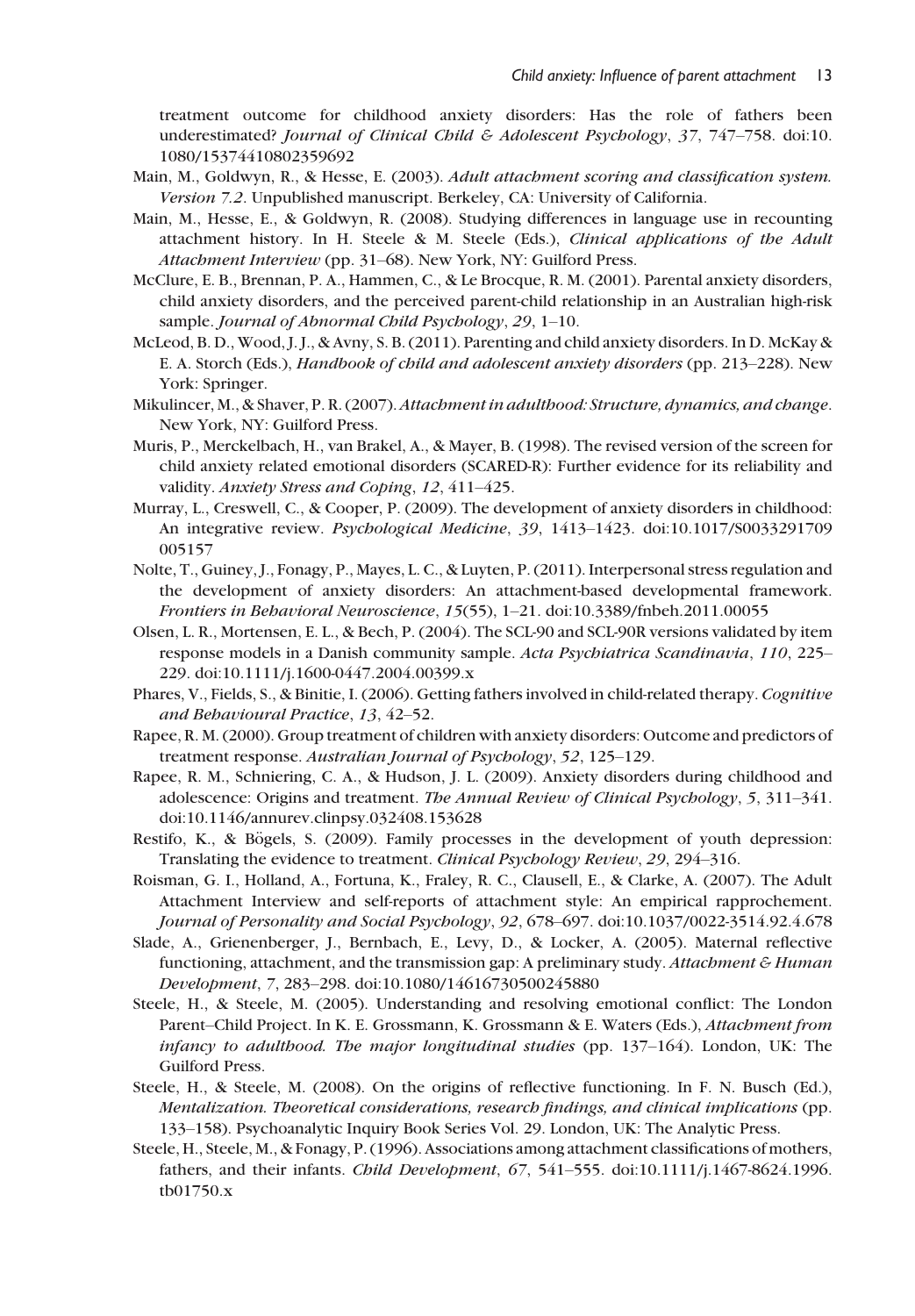treatment outcome for childhood anxiety disorders: Has the role of fathers been underestimated? *Journal of Clinical Child & Adolescent Psychology*, *37*, 747–758. doi:10.1080/15374410802359692

Main, M., Goldwyn, R., & Hesse, E. (2003). *Adult attachment scoring and classification system. Version 7.2*. Unpublished manuscript. Berkeley, CA: University of California.

Main, M., Hesse, E., & Goldwyn, R. (2008). Studying differences in language use in recounting attachment history. In H. Steele & M. Steele (Eds.), *Clinical applications of the Adult Attachment Interview* (pp. 31–68). New York, NY: Guilford Press.

McClure, E. B., Brennan, P. A., Hammen, C., & Le Brocque, R. M. (2001). Parental anxiety disorders, child anxiety disorders, and the perceived parent-child relationship in an Australian high-risk sample. *Journal of Abnormal Child Psychology*, *29*, 1–10.

McLeod, B. D., Wood, J. J., & Avny, S. B. (2011). Parenting and child anxiety disorders. In D. McKay & E. A. Storch (Eds.), *Handbook of child and adolescent anxiety disorders* (pp. 213–228). New York: Springer.

Mikulincer, M., & Shaver, P. R. (2007). *Attachment in adulthood: Structure, dynamics, and change*. New York, NY: Guilford Press.

Muris, P., Merckelbach, H., van Brakel, A., & Mayer, B. (1998). The revised version of the screen for child anxiety related emotional disorders (SCARED-R): Further evidence for its reliability and validity. *Anxiety Stress and Coping*, *12*, 411–425.

Murray, L., Creswell, C., & Cooper, P. (2009). The development of anxiety disorders in childhood: An integrative review. *Psychological Medicine*, *39*, 1413–1423. doi:10.1017/S0033291709005157

Nolte, T., Guiney, J., Fonagy, P., Mayes, L. C., & Luyten, P. (2011). Interpersonal stress regulation and the development of anxiety disorders: An attachment-based developmental framework. *Frontiers in Behavioral Neuroscience*, *15*(55), 1–21. doi:10.3389/fnbeh.2011.00055

Olsen, L. R., Mortensen, E. L., & Bech, P. (2004). The SCL-90 and SCL-90R versions validated by item response models in a Danish community sample. *Acta Psychiatrica Scandinavia*, *110*, 225–229. doi:10.1111/j.1600-0447.2004.00399.x

Phares, V., Fields, S., & Binitie, I. (2006). Getting fathers involved in child-related therapy. *Cognitive and Behavioural Practice*, *13*, 42–52.

Rapee, R. M. (2000). Group treatment of children with anxiety disorders: Outcome and predictors of treatment response. *Australian Journal of Psychology*, *52*, 125–129.

Rapee, R. M., Schniering, C. A., & Hudson, J. L. (2009). Anxiety disorders during childhood and adolescence: Origins and treatment. *The Annual Review of Clinical Psychology*, *5*, 311–341. doi:10.1146/annurev.clinpsy.032408.153628

Restifo, K., & Bögels, S. (2009). Family processes in the development of youth depression: Translating the evidence to treatment. *Clinical Psychology Review*, *29*, 294–316.

Roisman, G. I., Holland, A., Fortuna, K., Fraley, R. C., Clausell, E., & Clarke, A. (2007). The Adult Attachment Interview and self-reports of attachment style: An empirical rapprochement. *Journal of Personality and Social Psychology*, *92*, 678–697. doi:10.1037/0022-3514.92.4.678

Slade, A., Grienenberger, J., Bernbach, E., Levy, D., & Locker, A. (2005). Maternal reflective functioning, attachment, and the transmission gap: A preliminary study. *Attachment & Human Development*, *7*, 283–298. doi:10.1080/14616730500245880

Steele, H., & Steele, M. (2005). Understanding and resolving emotional conflict: The London Parent–Child Project. In K. E. Grossmann, K. Grossmann & E. Waters (Eds.), *Attachment from infancy to adulthood. The major longitudinal studies* (pp. 137–164). London, UK: The Guilford Press.

Steele, H., & Steele, M. (2008). On the origins of reflective functioning. In F. N. Busch (Ed.), *Mentalization. Theoretical considerations, research findings, and clinical implications* (pp. 133–158). Psychoanalytic Inquiry Book Series Vol. 29. London, UK: The Analytic Press.

Steele, H., Steele, M., & Fonagy, P. (1996). Associations among attachment classifications of mothers, fathers, and their infants. *Child Development*, *67*, 541–555. doi:10.1111/j.1467-8624.1996.tb01750.x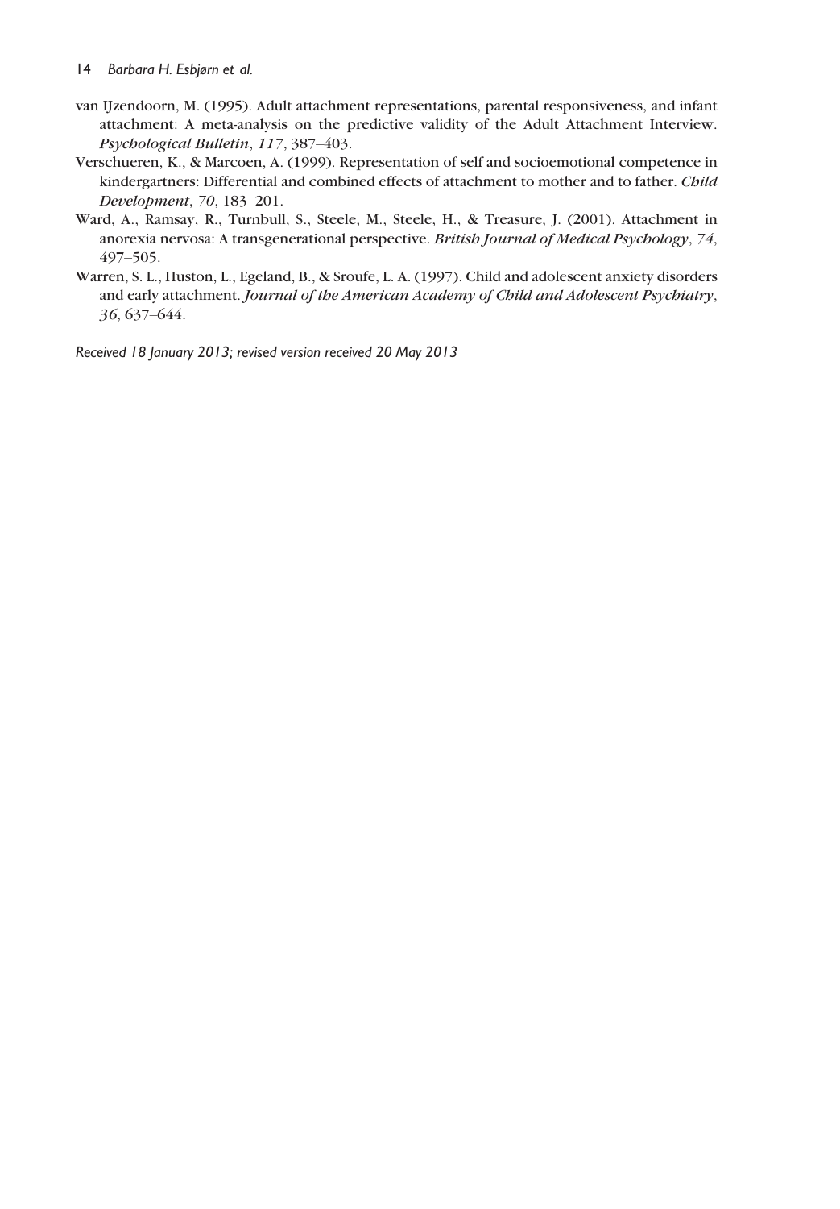van IJzendoorn, M. (1995). Adult attachment representations, parental responsiveness, and infant attachment: A meta-analysis on the predictive validity of the Adult Attachment Interview. *Psychological Bulletin*, *117*, 387–403.

Verschueren, K., & Marcoen, A. (1999). Representation of self and socioemotional competence in kindergartners: Differential and combined effects of attachment to mother and to father. *Child Development*, *70*, 183–201.

Ward, A., Ramsay, R., Turnbull, S., Steele, M., Steele, H., & Treasure, J. (2001). Attachment in anorexia nervosa: A transgenerational perspective. *British Journal of Medical Psychology*, *74*, 497–505.

Warren, S. L., Huston, L., Egeland, B., & Sroufe, L. A. (1997). Child and adolescent anxiety disorders and early attachment. *Journal of the American Academy of Child and Adolescent Psychiatry*, *36*, 637–644.

*Received 18 January 2013; revised version received 20 May 2013*